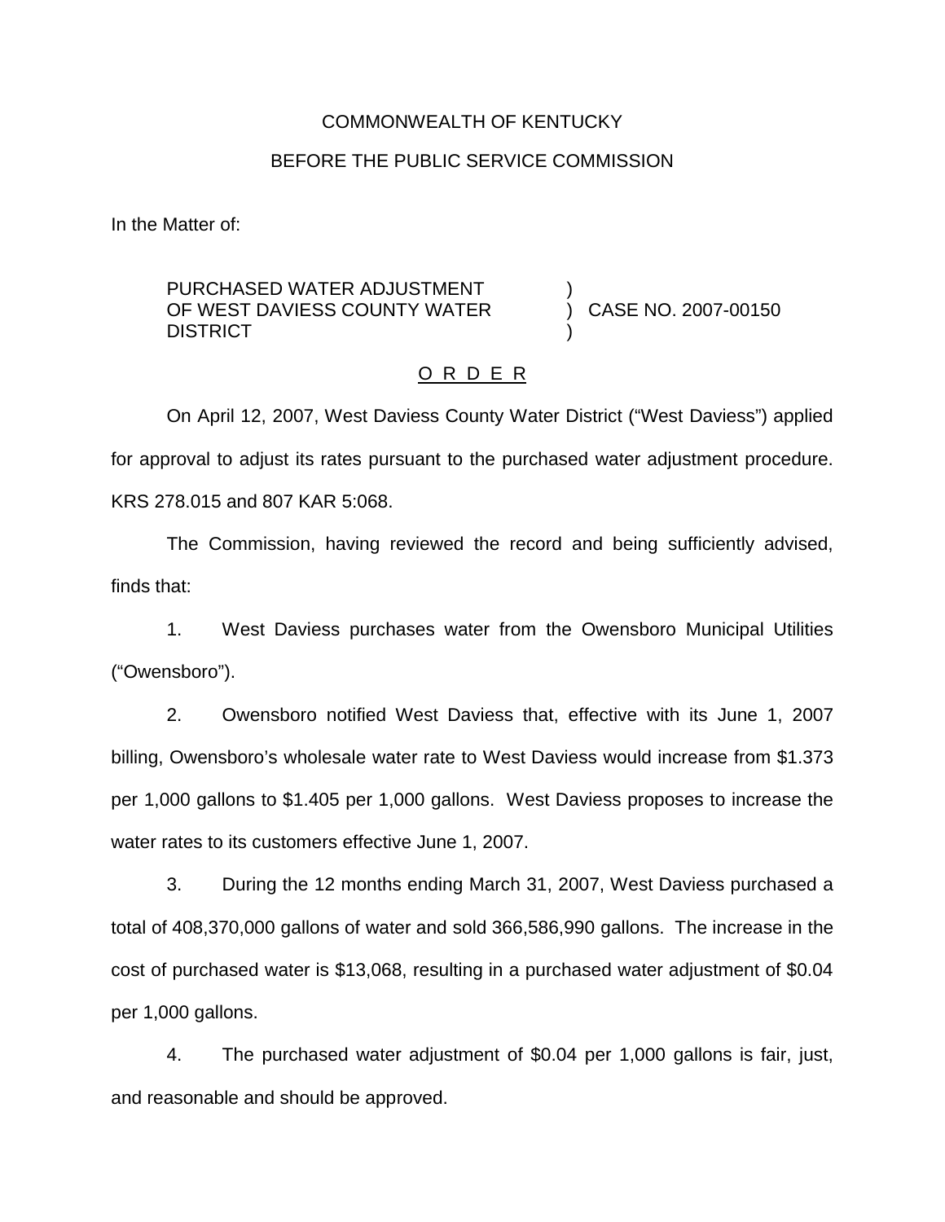COMMONWEALTH OF KENTUCKY

BEFORE THE PUBLIC SERVICE COMMISSION

In the Matter of:

PURCHASED WATER ADJUSTMENT OF WEST DAVIESS COUNTY WATER DISTRICT ) CASE NO. 2007-00150

O R D E R

On April 12, 2007, West Daviess County Water District ("West Daviess") applied for approval to adjust its rates pursuant to the purchased water adjustment procedure. KRS 278.015 and 807 KAR 5:068.

The Commission, having reviewed the record and being sufficiently advised, finds that:

1. West Daviess purchases water from the Owensboro Municipal Utilities ("Owensboro").

2. Owensboro notified West Daviess that, effective with its June 1, 2007 billing, Owensboro's wholesale water rate to West Daviess would increase from $1.373 per 1,000 gallons to $1.405 per 1,000 gallons. West Daviess proposes to increase the water rates to its customers effective June 1, 2007.

3. During the 12 months ending March 31, 2007, West Daviess purchased a total of 408,370,000 gallons of water and sold 366,586,990 gallons. The increase in the cost of purchased water is $13,068, resulting in a purchased water adjustment of $0.04 per 1,000 gallons.

4. The purchased water adjustment of $0.04 per 1,000 gallons is fair, just, and reasonable and should be approved.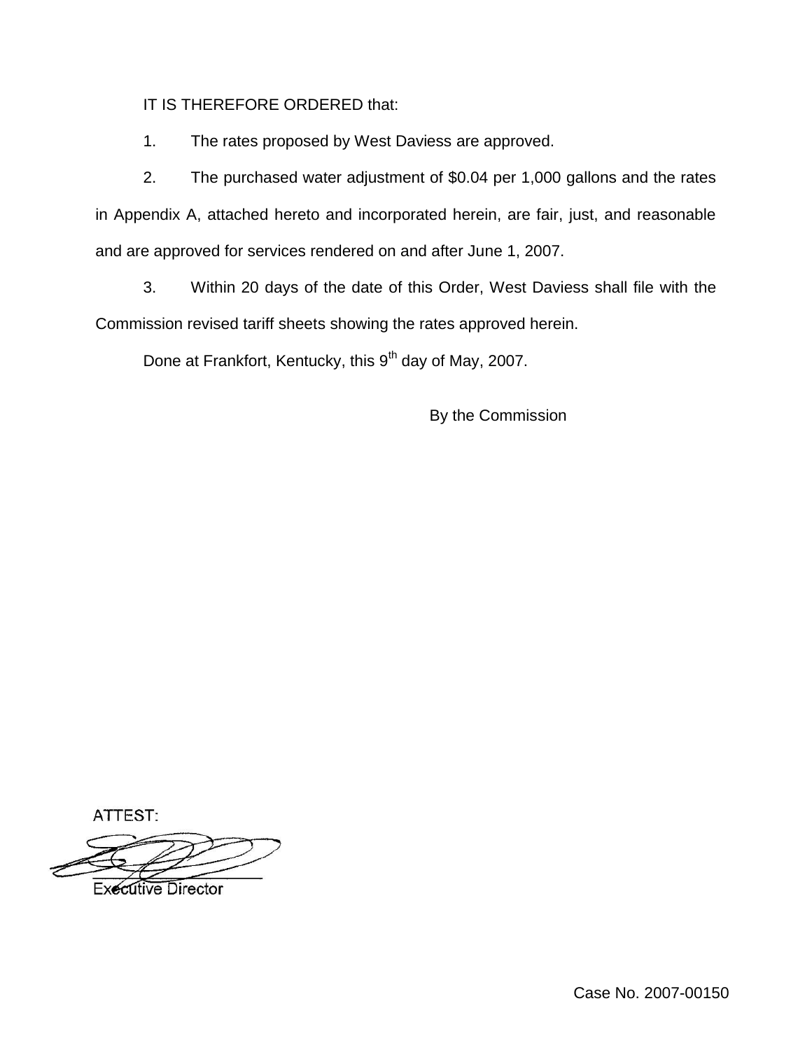IT IS THEREFORE ORDERED that:

1. The rates proposed by West Daviess are approved.

2. The purchased water adjustment of \$0.04 per 1,000 gallons and the rates in Appendix A, attached hereto and incorporated herein, are fair, just, and reasonable and are approved for services rendered on and after June 1, 2007.

3. Within 20 days of the date of this Order, West Daviess shall file with the Commission revised tariff sheets showing the rates approved herein.

Done at Frankfort, Kentucky, this 9th day of May, 2007.

By the Commission

ATTEST:

Executive Director

Case No. 2007-00150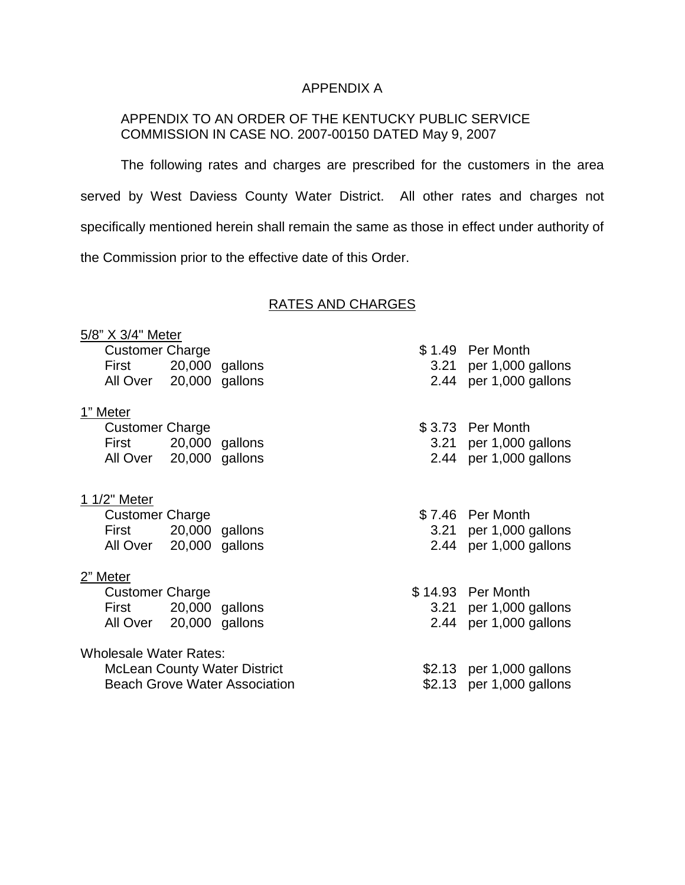APPENDIX A

APPENDIX TO AN ORDER OF THE KENTUCKY PUBLIC SERVICE COMMISSION IN CASE NO. 2007-00150 DATED May 9, 2007

The following rates and charges are prescribed for the customers in the area served by West Daviess County Water District. All other rates and charges not specifically mentioned herein shall remain the same as those in effect under authority of the Commission prior to the effective date of this Order.

RATES AND CHARGES

| | | | | |
|---|---|---|---|---|
| 5/8" X 3/4" Meter | | | | |
| Customer Charge | | | $ 1.49 | Per Month |
| First | 20,000 | gallons | 3.21 | per 1,000 gallons |
| All Over | 20,000 | gallons | 2.44 | per 1,000 gallons |
| 1" Meter | | | | |
| Customer Charge | | | $ 3.73 | Per Month |
| First | 20,000 | gallons | 3.21 | per 1,000 gallons |
| All Over | 20,000 | gallons | 2.44 | per 1,000 gallons |
| 1 1/2" Meter | | | | |
| Customer Charge | | | $ 7.46 | Per Month |
| First | 20,000 | gallons | 3.21 | per 1,000 gallons |
| All Over | 20,000 | gallons | 2.44 | per 1,000 gallons |
| 2" Meter | | | | |
| Customer Charge | | | $ 14.93 | Per Month |
| First | 20,000 | gallons | 3.21 | per 1,000 gallons |
| All Over | 20,000 | gallons | 2.44 | per 1,000 gallons |
| Wholesale Water Rates: | | | | |
| McLean County Water District | | | $2.13 | per 1,000 gallons |
| Beach Grove Water Association | | | $2.13 | per 1,000 gallons |